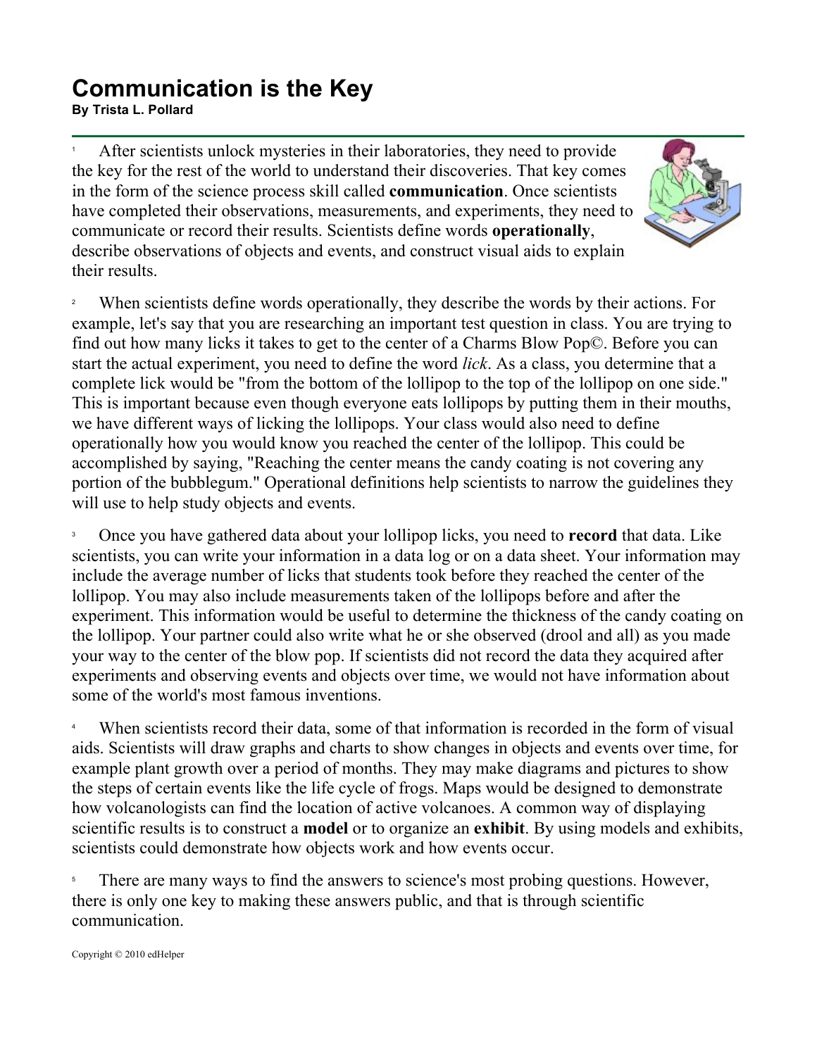# Communication is the Key

**By Trista L. Pollard**

1 After scientists unlock mysteries in their laboratories, they need to provide the key for the rest of the world to understand their discoveries. That key comes in the form of the science process skill called **communication**. Once scientists have completed their observations, measurements, and experiments, they need to communicate or record their results. Scientists define words **operationally**, describe observations of objects and events, and construct visual aids to explain their results.

2 When scientists define words operationally, they describe the words by their actions. For example, let's say that you are researching an important test question in class. You are trying to find out how many licks it takes to get to the center of a Charms Blow Pop©. Before you can start the actual experiment, you need to define the word *lick*. As a class, you determine that a complete lick would be "from the bottom of the lollipop to the top of the lollipop on one side." This is important because even though everyone eats lollipops by putting them in their mouths, we have different ways of licking the lollipops. Your class would also need to define operationally how you would know you reached the center of the lollipop. This could be accomplished by saying, "Reaching the center means the candy coating is not covering any portion of the bubblegum." Operational definitions help scientists to narrow the guidelines they will use to help study objects and events.

3 Once you have gathered data about your lollipop licks, you need to **record** that data. Like scientists, you can write your information in a data log or on a data sheet. Your information may include the average number of licks that students took before they reached the center of the lollipop. You may also include measurements taken of the lollipops before and after the experiment. This information would be useful to determine the thickness of the candy coating on the lollipop. Your partner could also write what he or she observed (drool and all) as you made your way to the center of the blow pop. If scientists did not record the data they acquired after experiments and observing events and objects over time, we would not have information about some of the world's most famous inventions.

4 When scientists record their data, some of that information is recorded in the form of visual aids. Scientists will draw graphs and charts to show changes in objects and events over time, for example plant growth over a period of months. They may make diagrams and pictures to show the steps of certain events like the life cycle of frogs. Maps would be designed to demonstrate how volcanologists can find the location of active volcanoes. A common way of displaying scientific results is to construct a **model** or to organize an **exhibit**. By using models and exhibits, scientists could demonstrate how objects work and how events occur.

5 There are many ways to find the answers to science's most probing questions. However, there is only one key to making these answers public, and that is through scientific communication.

Copyright © 2010 edHelper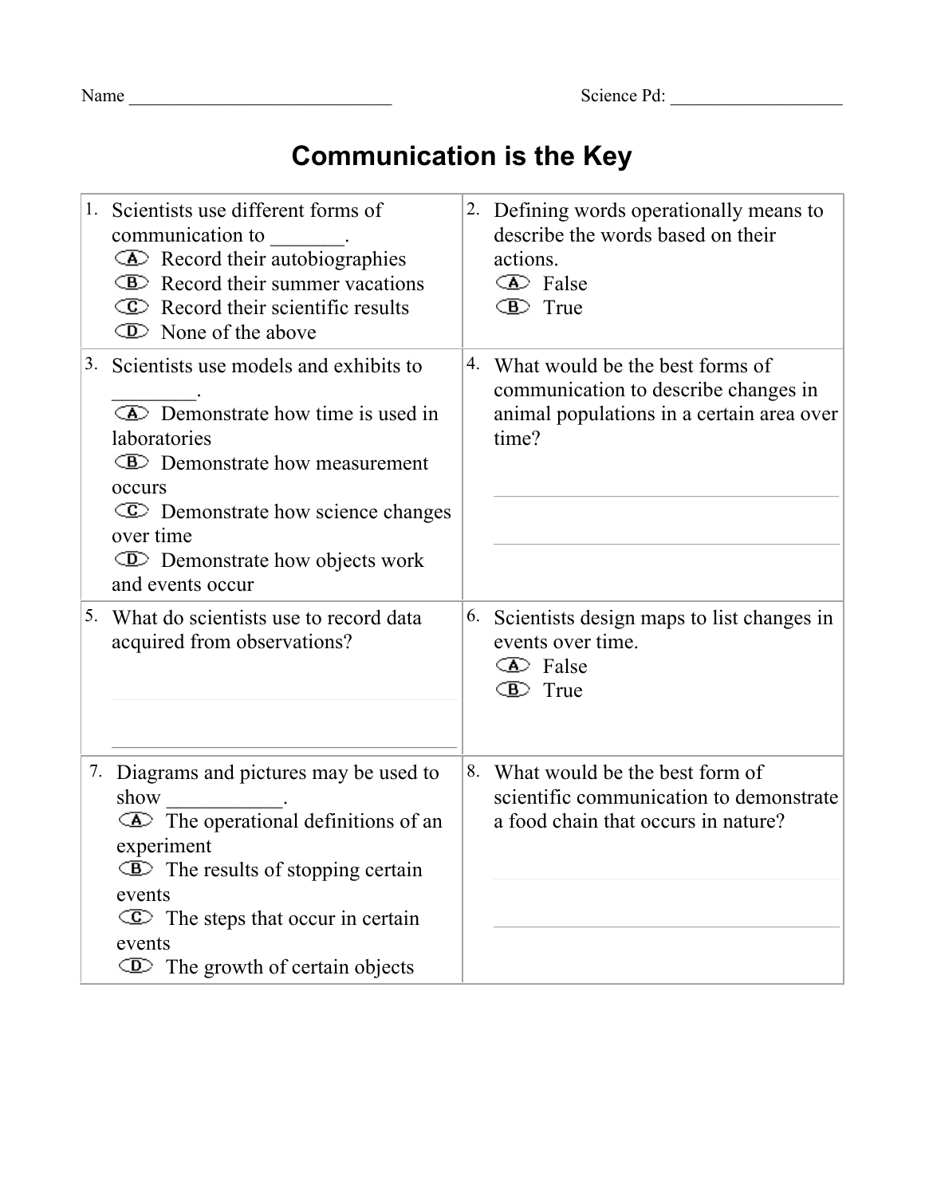Name ______________________________ Science Pd: ___________________

# Communication is the Key

1. Scientists use different forms of communication to _______.
   - (A) Record their autobiographies
   - (B) Record their summer vacations
   - (C) Record their scientific results
   - (D) None of the above

2. Defining words operationally means to describe the words based on their actions.
   - (A) False
   - (B) True

3. Scientists use models and exhibits to ________.
   - (A) Demonstrate how time is used in laboratories
   - (B) Demonstrate how measurement occurs
   - (C) Demonstrate how science changes over time
   - (D) Demonstrate how objects work and events occur

4. What would be the best forms of communication to describe changes in animal populations in a certain area over time?

   ______________________________________

   ______________________________________

5. What do scientists use to record data acquired from observations?

   ______________________________________

   ______________________________________

6. Scientists design maps to list changes in events over time.
   - (A) False
   - (B) True

7. Diagrams and pictures may be used to show ___________.
   - (A) The operational definitions of an experiment
   - (B) The results of stopping certain events
   - (C) The steps that occur in certain events
   - (D) The growth of certain objects

8. What would be the best form of scientific communication to demonstrate a food chain that occurs in nature?

   ______________________________________

   ______________________________________